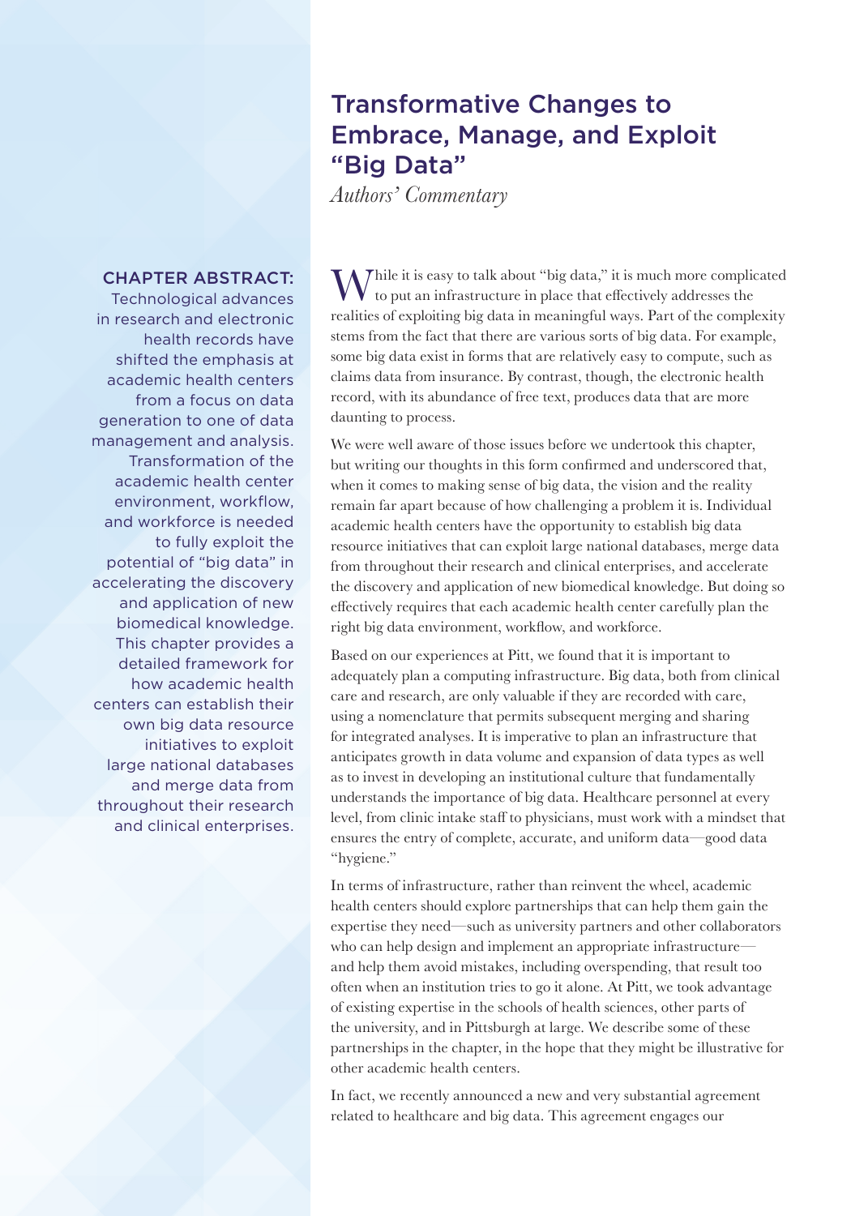# Transformative Changes to Embrace, Manage, and Exploit "Big Data"

*Authors' Commentary*

**CHAPTER ABSTRACT:** Technological advances in research and electronic health records have shifted the emphasis at academic health centers from a focus on data generation to one of data management and analysis. Transformation of the academic health center environment, workflow, and workforce is needed to fully exploit the potential of "big data" in accelerating the discovery and application of new biomedical knowledge. This chapter provides a detailed framework for how academic health centers can establish their own big data resource initiatives to exploit large national databases and merge data from throughout their research and clinical enterprises.

While it is easy to talk about "big data," it is much more complicated to put an infrastructure in place that effectively addresses the realities of exploiting big data in meaningful ways. Part of the complexity stems from the fact that there are various sorts of big data. For example, some big data exist in forms that are relatively easy to compute, such as claims data from insurance. By contrast, though, the electronic health record, with its abundance of free text, produces data that are more daunting to process.

We were well aware of those issues before we undertook this chapter, but writing our thoughts in this form confirmed and underscored that, when it comes to making sense of big data, the vision and the reality remain far apart because of how challenging a problem it is. Individual academic health centers have the opportunity to establish big data resource initiatives that can exploit large national databases, merge data from throughout their research and clinical enterprises, and accelerate the discovery and application of new biomedical knowledge. But doing so effectively requires that each academic health center carefully plan the right big data environment, workflow, and workforce.

Based on our experiences at Pitt, we found that it is important to adequately plan a computing infrastructure. Big data, both from clinical care and research, are only valuable if they are recorded with care, using a nomenclature that permits subsequent merging and sharing for integrated analyses. It is imperative to plan an infrastructure that anticipates growth in data volume and expansion of data types as well as to invest in developing an institutional culture that fundamentally understands the importance of big data. Healthcare personnel at every level, from clinic intake staff to physicians, must work with a mindset that ensures the entry of complete, accurate, and uniform data—good data "hygiene."

In terms of infrastructure, rather than reinvent the wheel, academic health centers should explore partnerships that can help them gain the expertise they need—such as university partners and other collaborators who can help design and implement an appropriate infrastructure—and help them avoid mistakes, including overspending, that result too often when an institution tries to go it alone. At Pitt, we took advantage of existing expertise in the schools of health sciences, other parts of the university, and in Pittsburgh at large. We describe some of these partnerships in the chapter, in the hope that they might be illustrative for other academic health centers.

In fact, we recently announced a new and very substantial agreement related to healthcare and big data. This agreement engages our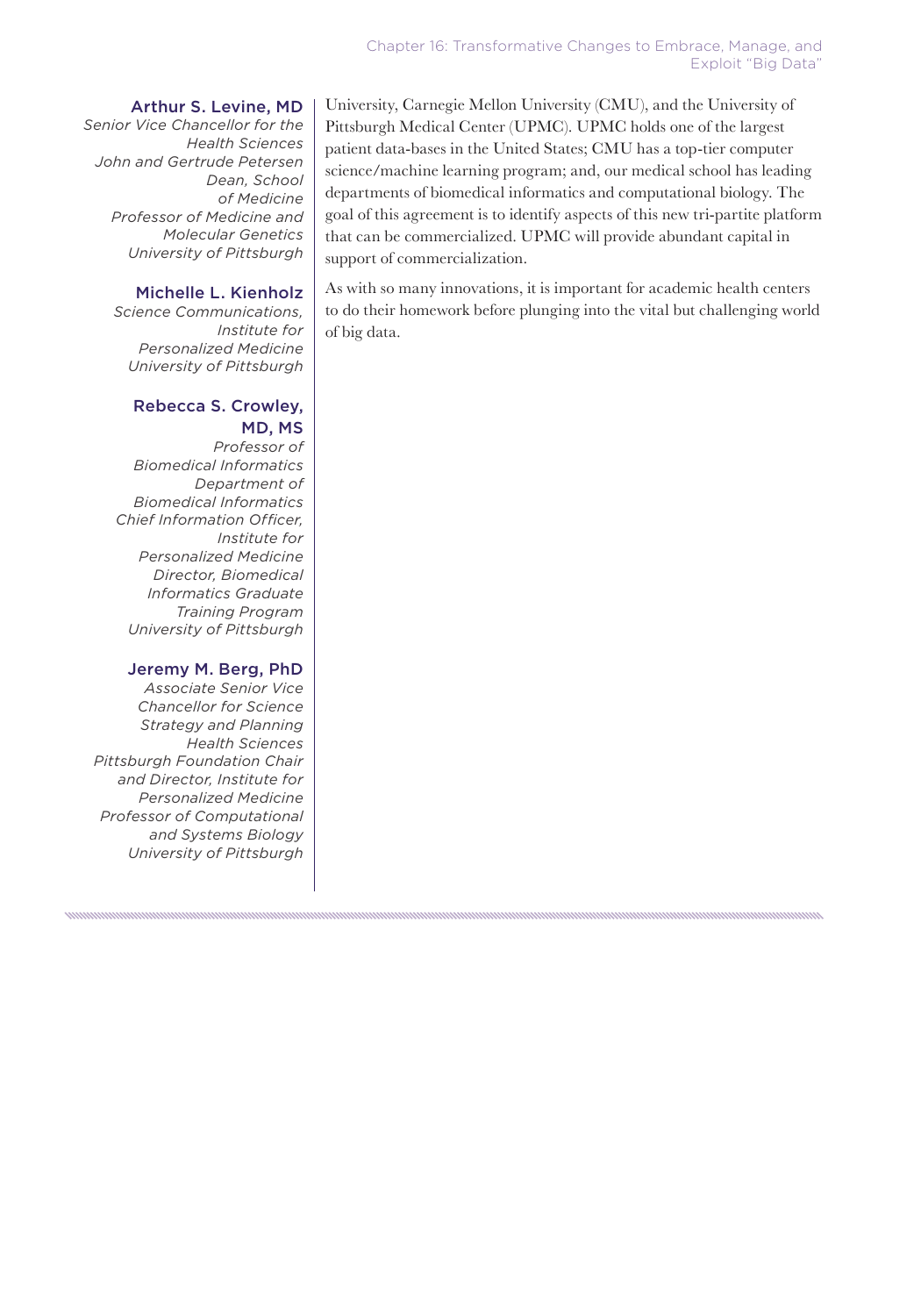University, Carnegie Mellon University (CMU), and the University of Pittsburgh Medical Center (UPMC). UPMC holds one of the largest patient data-bases in the United States; CMU has a top-tier computer science/machine learning program; and, our medical school has leading departments of biomedical informatics and computational biology. The goal of this agreement is to identify aspects of this new tri-partite platform that can be commercialized. UPMC will provide abundant capital in support of commercialization.

As with so many innovations, it is important for academic health centers to do their homework before plunging into the vital but challenging world of big data.

**Arthur S. Levine, MD**
*Senior Vice Chancellor for the Health Sciences*
*John and Gertrude Petersen Dean, School of Medicine*
*Professor of Medicine and Molecular Genetics*
*University of Pittsburgh*

**Michelle L. Kienholz**
*Science Communications, Institute for Personalized Medicine*
*University of Pittsburgh*

**Rebecca S. Crowley, MD, MS**
*Professor of Biomedical Informatics*
*Department of Biomedical Informatics*
*Chief Information Officer, Institute for Personalized Medicine*
*Director, Biomedical Informatics Graduate Training Program*
*University of Pittsburgh*

**Jeremy M. Berg, PhD**
*Associate Senior Vice Chancellor for Science Strategy and Planning*
*Health Sciences*
*Pittsburgh Foundation Chair and Director, Institute for Personalized Medicine*
*Professor of Computational and Systems Biology*
*University of Pittsburgh*